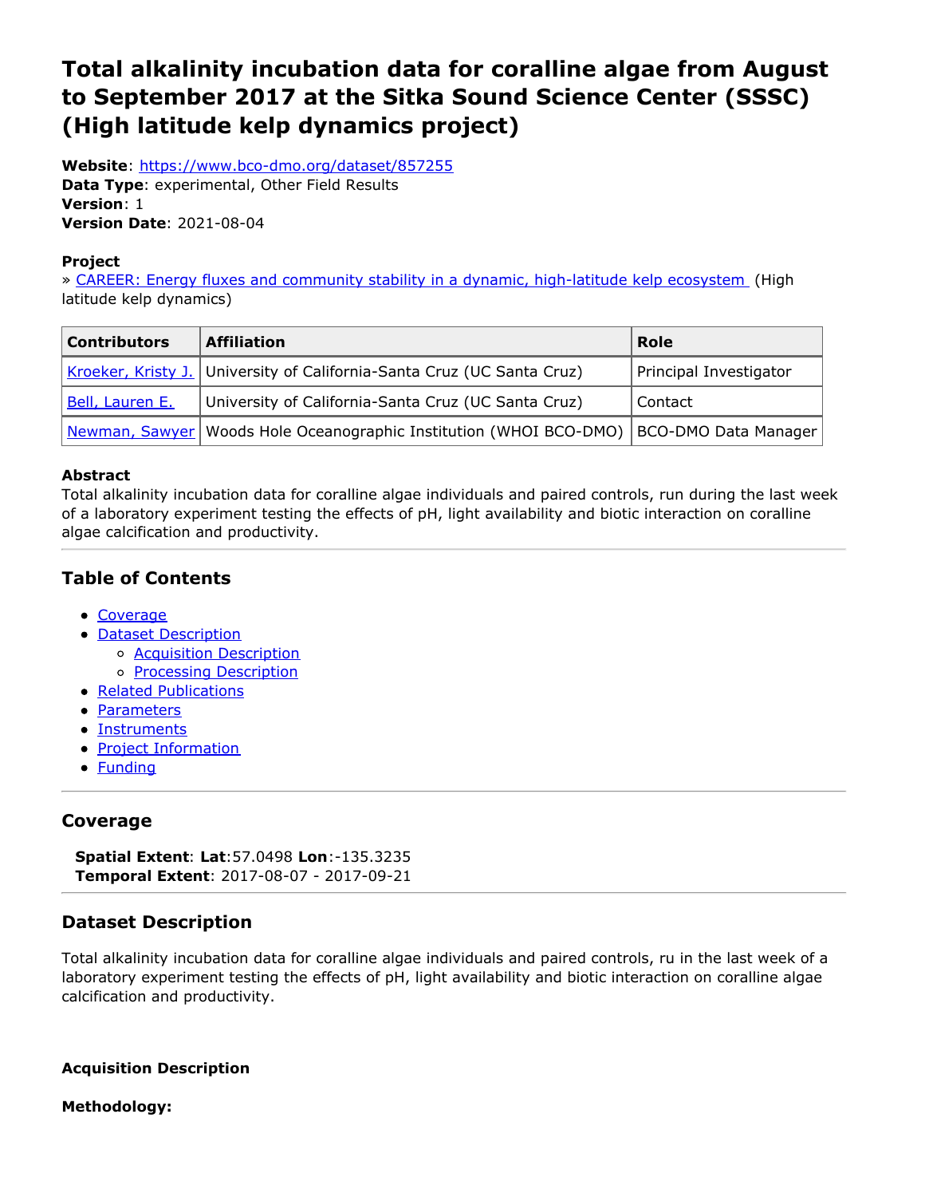# Total alkalinity incubation data for coralline algae from August to September 2017 at the Sitka Sound Science Center (SSSC) (High latitude kelp dynamics project)

**Website**: https://www.bco-dmo.org/dataset/857255
**Data Type**: experimental, Other Field Results
**Version**: 1
**Version Date**: 2021-08-04

**Project**
» CAREER: Energy fluxes and community stability in a dynamic, high-latitude kelp ecosystem (High latitude kelp dynamics)

| Contributors | Affiliation | Role |
|---|---|---|
| Kroeker, Kristy J. | University of California-Santa Cruz (UC Santa Cruz) | Principal Investigator |
| Bell, Lauren E. | University of California-Santa Cruz (UC Santa Cruz) | Contact |
| Newman, Sawyer | Woods Hole Oceanographic Institution (WHOI BCO-DMO) | BCO-DMO Data Manager |

**Abstract**
Total alkalinity incubation data for coralline algae individuals and paired controls, run during the last week of a laboratory experiment testing the effects of pH, light availability and biotic interaction on coralline algae calcification and productivity.

## Table of Contents

- Coverage
- Dataset Description
  - Acquisition Description
  - Processing Description
- Related Publications
- Parameters
- Instruments
- Project Information
- Funding

## Coverage

**Spatial Extent**: **Lat**:57.0498 **Lon**:-135.3235
**Temporal Extent**: 2017-08-07 - 2017-09-21

## Dataset Description

Total alkalinity incubation data for coralline algae individuals and paired controls, ru in the last week of a laboratory experiment testing the effects of pH, light availability and biotic interaction on coralline algae calcification and productivity.

**Acquisition Description**

**Methodology:**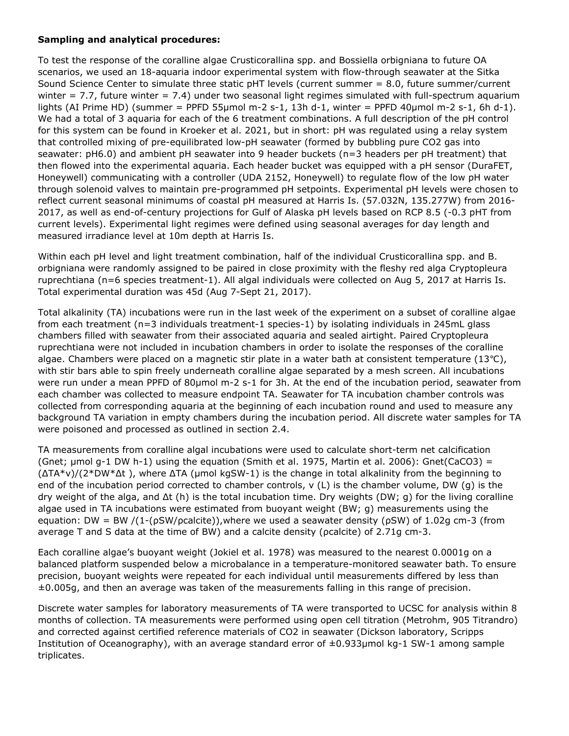**Sampling and analytical procedures:**

To test the response of the coralline algae Crusticorallina spp. and Bossiella orbigniana to future OA scenarios, we used an 18-aquaria indoor experimental system with flow-through seawater at the Sitka Sound Science Center to simulate three static pHT levels (current summer = 8.0, future summer/current winter = 7.7, future winter = 7.4) under two seasonal light regimes simulated with full-spectrum aquarium lights (AI Prime HD) (summer = PPFD 55μmol $m^{-2}$ $s^{-1}$, 13h $d^{-1}$, winter = PPFD 40μmol $m^{-2}$ $s^{-1}$, 6h $d^{-1}$). We had a total of 3 aquaria for each of the 6 treatment combinations. A full description of the pH control for this system can be found in Kroeker et al. 2021, but in short: pH was regulated using a relay system that controlled mixing of pre-equilibrated low-pH seawater (formed by bubbling pure $CO_2$ gas into seawater: pH6.0) and ambient pH seawater into 9 header buckets (n=3 headers per pH treatment) that then flowed into the experimental aquaria. Each header bucket was equipped with a pH sensor (DuraFET, Honeywell) communicating with a controller (UDA 2152, Honeywell) to regulate flow of the low pH water through solenoid valves to maintain pre-programmed pH setpoints. Experimental pH levels were chosen to reflect current seasonal minimums of coastal pH measured at Harris Is. (57.032N, 135.277W) from 2016-2017, as well as end-of-century projections for Gulf of Alaska pH levels based on RCP 8.5 (-0.3 pHT from current levels). Experimental light regimes were defined using seasonal averages for day length and measured irradiance level at 10m depth at Harris Is.

Within each pH level and light treatment combination, half of the individual Crusticorallina spp. and B. orbigniana were randomly assigned to be paired in close proximity with the fleshy red alga Cryptopleura ruprechtiana (n=6 species $treatment^{-1}$). All algal individuals were collected on Aug 5, 2017 at Harris Is. Total experimental duration was 45d (Aug 7-Sept 21, 2017).

Total alkalinity (TA) incubations were run in the last week of the experiment on a subset of coralline algae from each treatment (n=3 individuals $treatment^{-1}$ $species^{-1}$) by isolating individuals in 245mL glass chambers filled with seawater from their associated aquaria and sealed airtight. Paired Cryptopleura ruprechtiana were not included in incubation chambers in order to isolate the responses of the coralline algae. Chambers were placed on a magnetic stir plate in a water bath at consistent temperature (13°C), with stir bars able to spin freely underneath coralline algae separated by a mesh screen. All incubations were run under a mean PPFD of 80μmol $m^{-2}$ $s^{-1}$ for 3h. At the end of the incubation period, seawater from each chamber was collected to measure endpoint TA. Seawater for TA incubation chamber controls was collected from corresponding aquaria at the beginning of each incubation round and used to measure any background TA variation in empty chambers during the incubation period. All discrete water samples for TA were poisoned and processed as outlined in section 2.4.

TA measurements from coralline algal incubations were used to calculate short-term net calcification ($G_{net}$; μmol $g^{-1}$ DW $h^{-1}$) using the equation (Smith et al. 1975, Martin et al. 2006): $G_{net}(CaCO_3) = (\Delta TA * v)/(2 * DW * \Delta t)$, where ΔTA (μmol $kgSW^{-1}$) is the change in total alkalinity from the beginning to end of the incubation period corrected to chamber controls, v (L) is the chamber volume, DW (g) is the dry weight of the alga, and Δt (h) is the total incubation time. Dry weights (DW; g) for the living coralline algae used in TA incubations were estimated from buoyant weight (BW; g) measurements using the equation: $DW = BW / (1 - (\rho SW / \rho calcite))$, where we used a seawater density (ρSW) of 1.02g $cm^{-3}$ (from average T and S data at the time of BW) and a calcite density (ρcalcite) of 2.71g $cm^{-3}$.

Each coralline algae's buoyant weight (Jokiel et al. 1978) was measured to the nearest 0.0001g on a balanced platform suspended below a microbalance in a temperature-monitored seawater bath. To ensure precision, buoyant weights were repeated for each individual until measurements differed by less than ±0.005g, and then an average was taken of the measurements falling in this range of precision.

Discrete water samples for laboratory measurements of TA were transported to UCSC for analysis within 8 months of collection. TA measurements were performed using open cell titration (Metrohm, 905 Titrandro) and corrected against certified reference materials of $CO_2$ in seawater (Dickson laboratory, Scripps Institution of Oceanography), with an average standard error of ±0.933μmol $kg^{-1}$ $SW^{-1}$ among sample triplicates.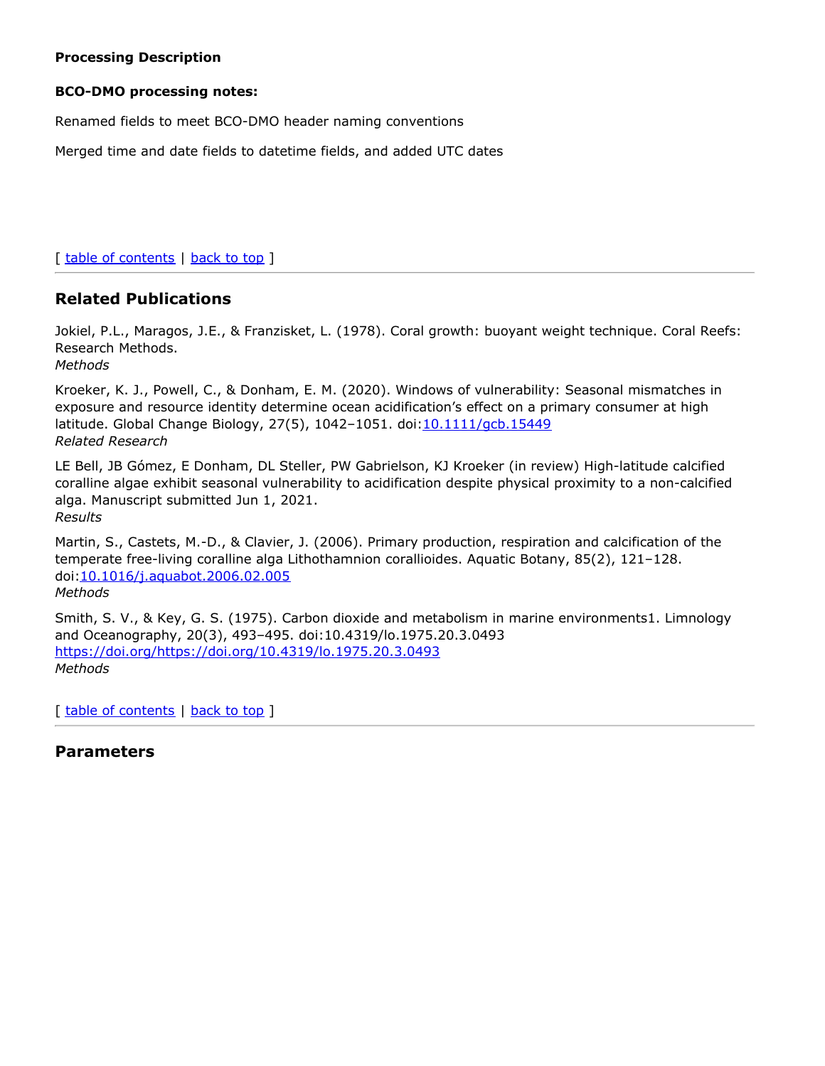**Processing Description**

**BCO-DMO processing notes:**

Renamed fields to meet BCO-DMO header naming conventions

Merged time and date fields to datetime fields, and added UTC dates

[ table of contents | back to top ]

## Related Publications

Jokiel, P.L., Maragos, J.E., & Franzisket, L. (1978). Coral growth: buoyant weight technique. Coral Reefs: Research Methods.
*Methods*

Kroeker, K. J., Powell, C., & Donham, E. M. (2020). Windows of vulnerability: Seasonal mismatches in exposure and resource identity determine ocean acidification's effect on a primary consumer at high latitude. Global Change Biology, 27(5), 1042–1051. doi:10.1111/gcb.15449
*Related Research*

LE Bell, JB Gómez, E Donham, DL Steller, PW Gabrielson, KJ Kroeker (in review) High-latitude calcified coralline algae exhibit seasonal vulnerability to acidification despite physical proximity to a non-calcified alga. Manuscript submitted Jun 1, 2021.
*Results*

Martin, S., Castets, M.-D., & Clavier, J. (2006). Primary production, respiration and calcification of the temperate free-living coralline alga Lithothamnion corallioides. Aquatic Botany, 85(2), 121–128. doi:10.1016/j.aquabot.2006.02.005
*Methods*

Smith, S. V., & Key, G. S. (1975). Carbon dioxide and metabolism in marine environments1. Limnology and Oceanography, 20(3), 493–495. doi:10.4319/lo.1975.20.3.0493
https://doi.org/https://doi.org/10.4319/lo.1975.20.3.0493
*Methods*

[ table of contents | back to top ]

## Parameters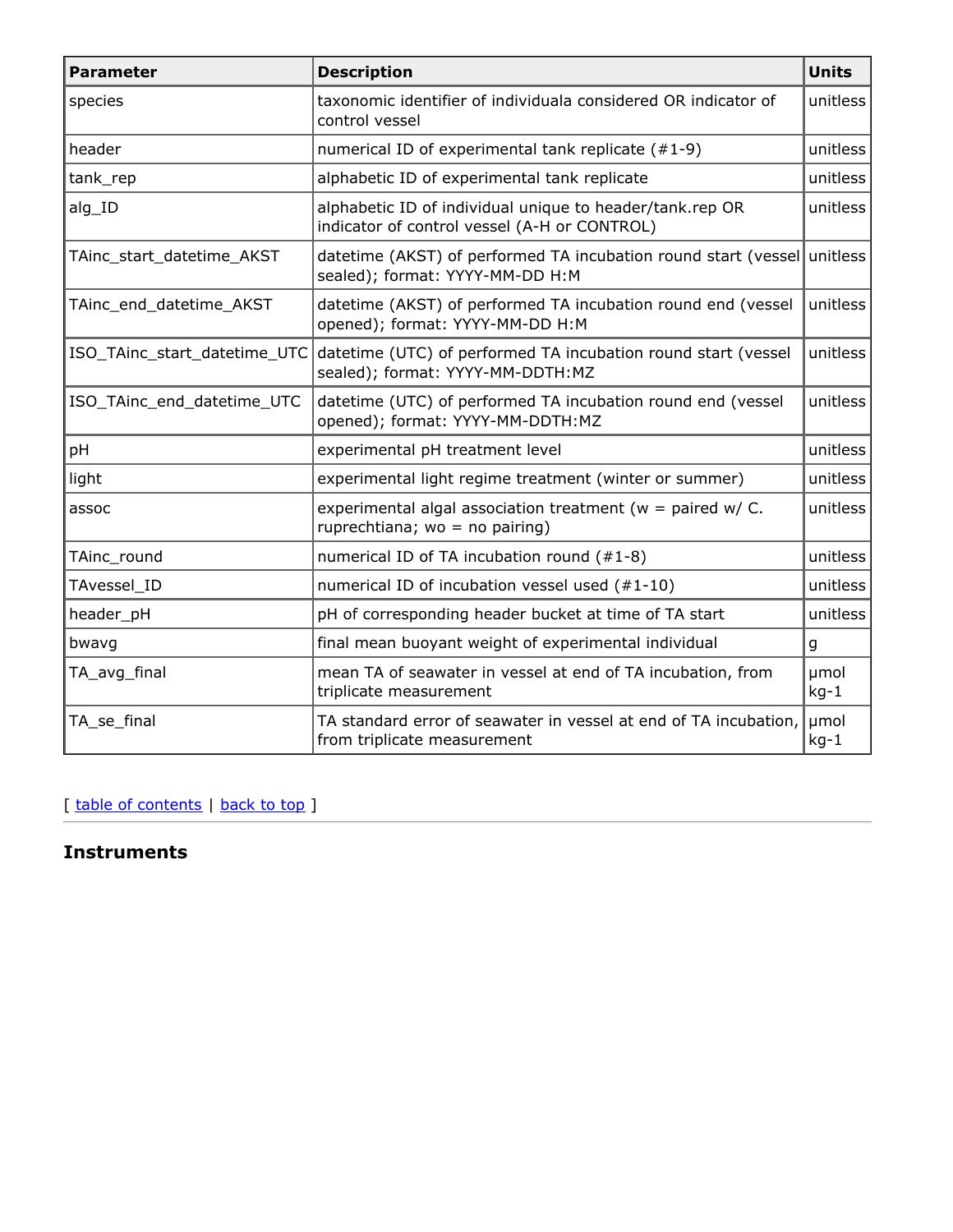| Parameter | Description | Units |
| --- | --- | --- |
| species | taxonomic identifier of individuala considered OR indicator of control vessel | unitless |
| header | numerical ID of experimental tank replicate (#1-9) | unitless |
| tank_rep | alphabetic ID of experimental tank replicate | unitless |
| alg_ID | alphabetic ID of individual unique to header/tank.rep OR indicator of control vessel (A-H or CONTROL) | unitless |
| TAinc_start_datetime_AKST | datetime (AKST) of performed TA incubation round start (vessel sealed); format: YYYY-MM-DD H:M | unitless |
| TAinc_end_datetime_AKST | datetime (AKST) of performed TA incubation round end (vessel opened); format: YYYY-MM-DD H:M | unitless |
| ISO_TAinc_start_datetime_UTC | datetime (UTC) of performed TA incubation round start (vessel sealed); format: YYYY-MM-DDTH:MZ | unitless |
| ISO_TAinc_end_datetime_UTC | datetime (UTC) of performed TA incubation round end (vessel opened); format: YYYY-MM-DDTH:MZ | unitless |
| pH | experimental pH treatment level | unitless |
| light | experimental light regime treatment (winter or summer) | unitless |
| assoc | experimental algal association treatment (w = paired w/ C. ruprechtiana; wo = no pairing) | unitless |
| TAinc_round | numerical ID of TA incubation round (#1-8) | unitless |
| TAvessel_ID | numerical ID of incubation vessel used (#1-10) | unitless |
| header_pH | pH of corresponding header bucket at time of TA start | unitless |
| bwavg | final mean buoyant weight of experimental individual | g |
| TA_avg_final | mean TA of seawater in vessel at end of TA incubation, from triplicate measurement | μmol kg-1 |
| TA_se_final | TA standard error of seawater in vessel at end of TA incubation, from triplicate measurement | μmol kg-1 |

[ table of contents | back to top ]

## Instruments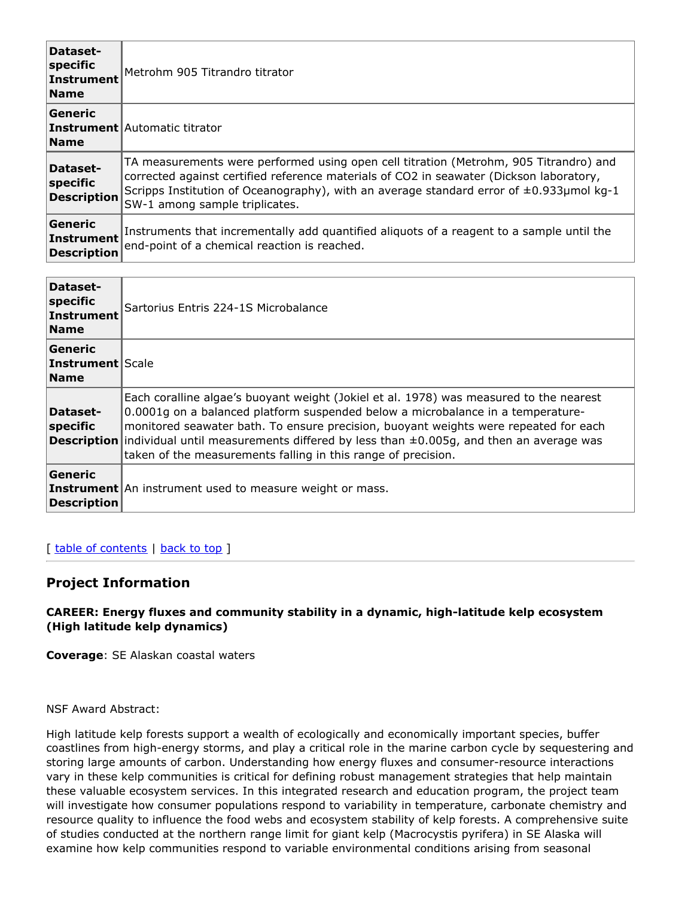| Dataset-specific Instrument Name | Metrohm 905 Titrandro titrator |
| --- | --- |
| Generic Instrument Name | Automatic titrator |
| Dataset-specific Description | TA measurements were performed using open cell titration (Metrohm, 905 Titrandro) and corrected against certified reference materials of $CO_2$ in seawater (Dickson laboratory, Scripps Institution of Oceanography), with an average standard error of ±0.933µmol kg-1 SW-1 among sample triplicates. |
| Generic Instrument Description | Instruments that incrementally add quantified aliquots of a reagent to a sample until the end-point of a chemical reaction is reached. |

| Dataset-specific Instrument Name | Sartorius Entris 224-1S Microbalance |
| --- | --- |
| Generic Instrument Name | Scale |
| Dataset-specific Description | Each coralline algae's buoyant weight (Jokiel et al. 1978) was measured to the nearest 0.0001g on a balanced platform suspended below a microbalance in a temperature-monitored seawater bath. To ensure precision, buoyant weights were repeated for each individual until measurements differed by less than ±0.005g, and then an average was taken of the measurements falling in this range of precision. |
| Generic Instrument Description | An instrument used to measure weight or mass. |

[ table of contents | back to top ]

## Project Information

**CAREER: Energy fluxes and community stability in a dynamic, high-latitude kelp ecosystem (High latitude kelp dynamics)**

**Coverage**: SE Alaskan coastal waters

NSF Award Abstract:

High latitude kelp forests support a wealth of ecologically and economically important species, buffer coastlines from high-energy storms, and play a critical role in the marine carbon cycle by sequestering and storing large amounts of carbon. Understanding how energy fluxes and consumer-resource interactions vary in these kelp communities is critical for defining robust management strategies that help maintain these valuable ecosystem services. In this integrated research and education program, the project team will investigate how consumer populations respond to variability in temperature, carbonate chemistry and resource quality to influence the food webs and ecosystem stability of kelp forests. A comprehensive suite of studies conducted at the northern range limit for giant kelp (Macrocystis pyrifera) in SE Alaska will examine how kelp communities respond to variable environmental conditions arising from seasonal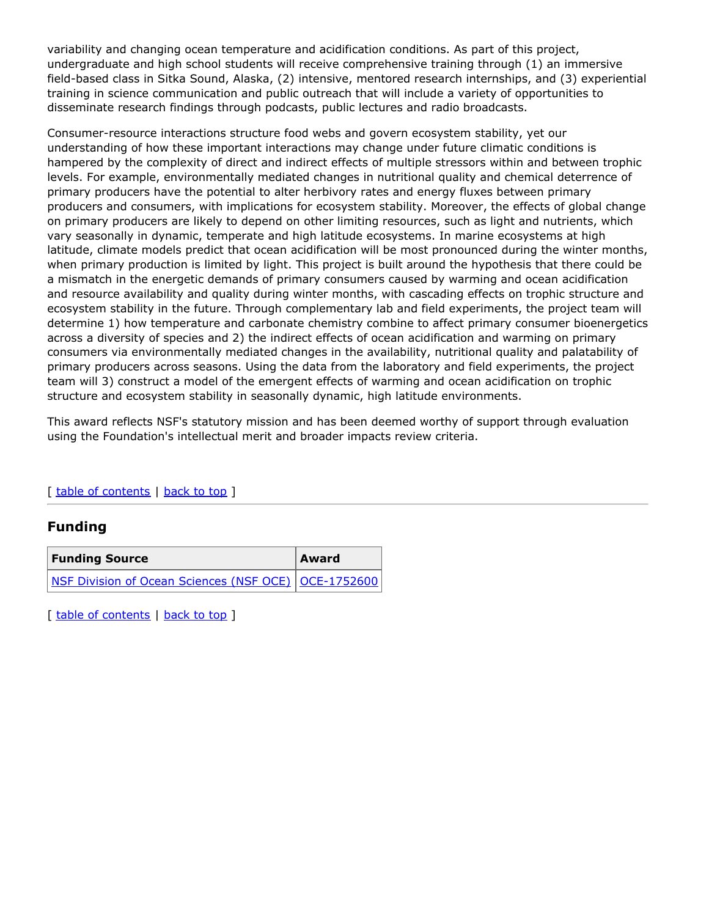variability and changing ocean temperature and acidification conditions. As part of this project, undergraduate and high school students will receive comprehensive training through (1) an immersive field-based class in Sitka Sound, Alaska, (2) intensive, mentored research internships, and (3) experiential training in science communication and public outreach that will include a variety of opportunities to disseminate research findings through podcasts, public lectures and radio broadcasts.

Consumer-resource interactions structure food webs and govern ecosystem stability, yet our understanding of how these important interactions may change under future climatic conditions is hampered by the complexity of direct and indirect effects of multiple stressors within and between trophic levels. For example, environmentally mediated changes in nutritional quality and chemical deterrence of primary producers have the potential to alter herbivory rates and energy fluxes between primary producers and consumers, with implications for ecosystem stability. Moreover, the effects of global change on primary producers are likely to depend on other limiting resources, such as light and nutrients, which vary seasonally in dynamic, temperate and high latitude ecosystems. In marine ecosystems at high latitude, climate models predict that ocean acidification will be most pronounced during the winter months, when primary production is limited by light. This project is built around the hypothesis that there could be a mismatch in the energetic demands of primary consumers caused by warming and ocean acidification and resource availability and quality during winter months, with cascading effects on trophic structure and ecosystem stability in the future. Through complementary lab and field experiments, the project team will determine 1) how temperature and carbonate chemistry combine to affect primary consumer bioenergetics across a diversity of species and 2) the indirect effects of ocean acidification and warming on primary consumers via environmentally mediated changes in the availability, nutritional quality and palatability of primary producers across seasons. Using the data from the laboratory and field experiments, the project team will 3) construct a model of the emergent effects of warming and ocean acidification on trophic structure and ecosystem stability in seasonally dynamic, high latitude environments.

This award reflects NSF's statutory mission and has been deemed worthy of support through evaluation using the Foundation's intellectual merit and broader impacts review criteria.

[ table of contents | back to top ]

## Funding

| Funding Source | Award |
|---|---|
| NSF Division of Ocean Sciences (NSF OCE) | OCE-1752600 |

[ table of contents | back to top ]